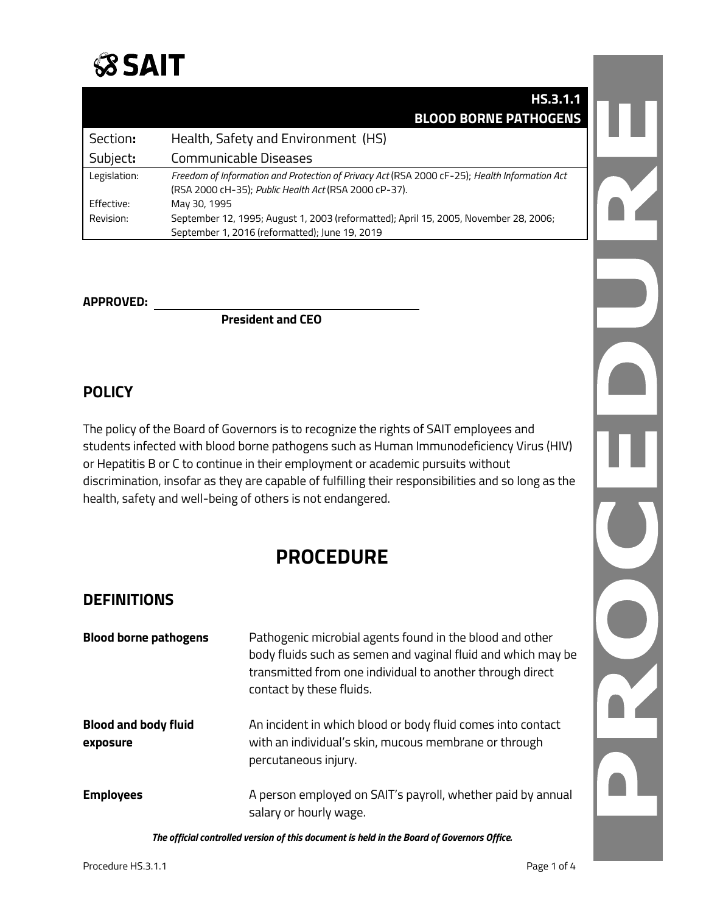# SAIT

**HS.3.1.1**
**BLOOD BORNE PATHOGENS**

| Section: | Health, Safety and Environment (HS) |
|---|---|
| Subject: | Communicable Diseases |
| Legislation: | *Freedom of Information and Protection of Privacy Act* (RSA 2000 cF-25); *Health Information Act* (RSA 2000 cH-35); *Public Health Act* (RSA 2000 cP-37). |
| Effective: | May 30, 1995 |
| Revision: | September 12, 1995; August 1, 2003 (reformatted); April 15, 2005, November 28, 2006; September 1, 2016 (reformatted); June 19, 2019 |

**APPROVED:** ______________________________

**President and CEO**

## POLICY

The policy of the Board of Governors is to recognize the rights of SAIT employees and students infected with blood borne pathogens such as Human Immunodeficiency Virus (HIV) or Hepatitis B or C to continue in their employment or academic pursuits without discrimination, insofar as they are capable of fulfilling their responsibilities and so long as the health, safety and well-being of others is not endangered.

# PROCEDURE

## DEFINITIONS

**Blood borne pathogens** — Pathogenic microbial agents found in the blood and other body fluids such as semen and vaginal fluid and which may be transmitted from one individual to another through direct contact by these fluids.

**Blood and body fluid exposure** — An incident in which blood or body fluid comes into contact with an individual's skin, mucous membrane or through percutaneous injury.

**Employees** — A person employed on SAIT's payroll, whether paid by annual salary or hourly wage.

***The official controlled version of this document is held in the Board of Governors Office.***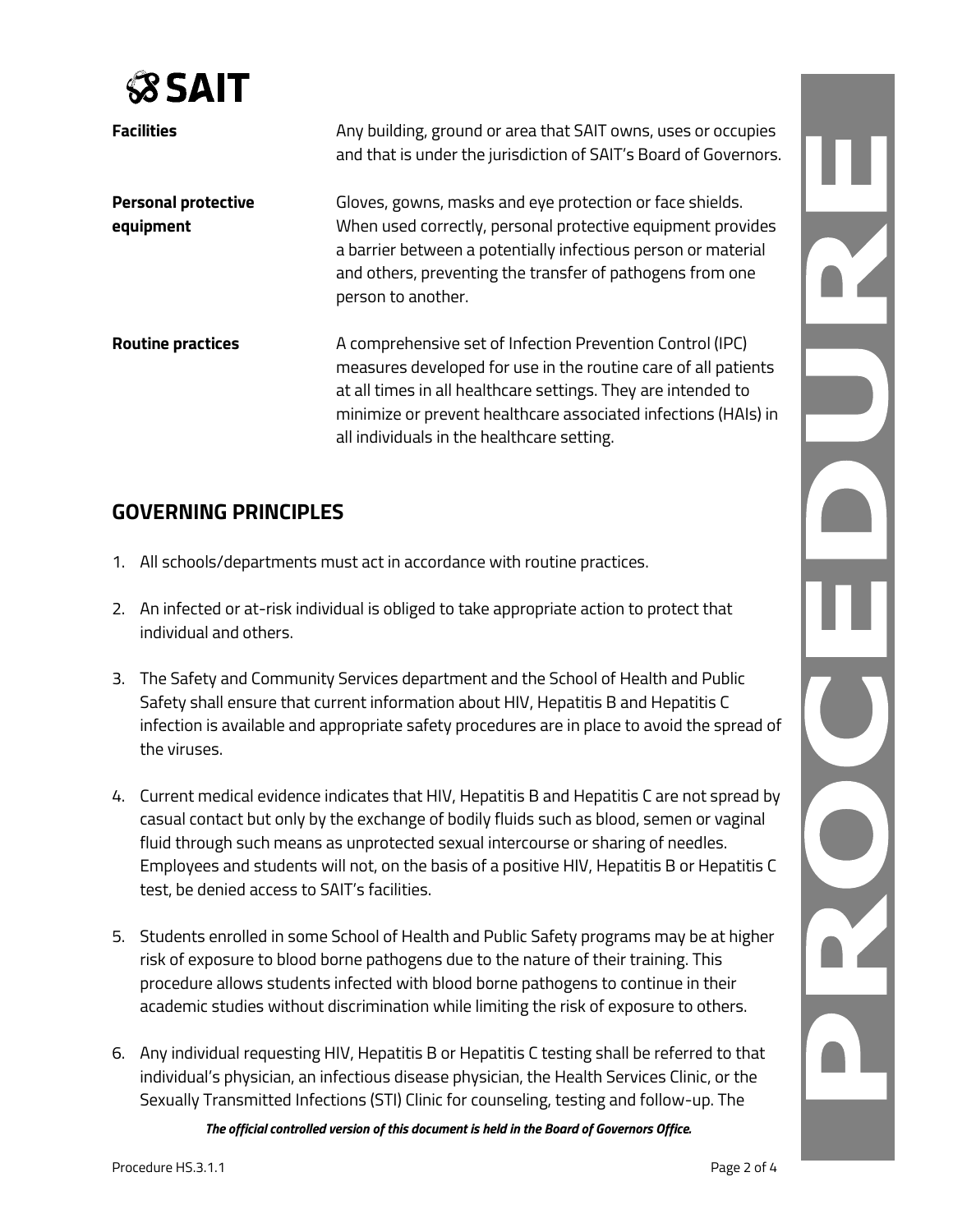| | |
|---|---|
| **Facilities** | Any building, ground or area that SAIT owns, uses or occupies and that is under the jurisdiction of SAIT's Board of Governors. |
| **Personal protective equipment** | Gloves, gowns, masks and eye protection or face shields. When used correctly, personal protective equipment provides a barrier between a potentially infectious person or material and others, preventing the transfer of pathogens from one person to another. |
| **Routine practices** | A comprehensive set of Infection Prevention Control (IPC) measures developed for use in the routine care of all patients at all times in all healthcare settings. They are intended to minimize or prevent healthcare associated infections (HAIs) in all individuals in the healthcare setting. |

## GOVERNING PRINCIPLES

1. All schools/departments must act in accordance with routine practices.

2. An infected or at-risk individual is obliged to take appropriate action to protect that individual and others.

3. The Safety and Community Services department and the School of Health and Public Safety shall ensure that current information about HIV, Hepatitis B and Hepatitis C infection is available and appropriate safety procedures are in place to avoid the spread of the viruses.

4. Current medical evidence indicates that HIV, Hepatitis B and Hepatitis C are not spread by casual contact but only by the exchange of bodily fluids such as blood, semen or vaginal fluid through such means as unprotected sexual intercourse or sharing of needles. Employees and students will not, on the basis of a positive HIV, Hepatitis B or Hepatitis C test, be denied access to SAIT's facilities.

5. Students enrolled in some School of Health and Public Safety programs may be at higher risk of exposure to blood borne pathogens due to the nature of their training. This procedure allows students infected with blood borne pathogens to continue in their academic studies without discrimination while limiting the risk of exposure to others.

6. Any individual requesting HIV, Hepatitis B or Hepatitis C testing shall be referred to that individual's physician, an infectious disease physician, the Health Services Clinic, or the Sexually Transmitted Infections (STI) Clinic for counseling, testing and follow-up. The

***The official controlled version of this document is held in the Board of Governors Office.***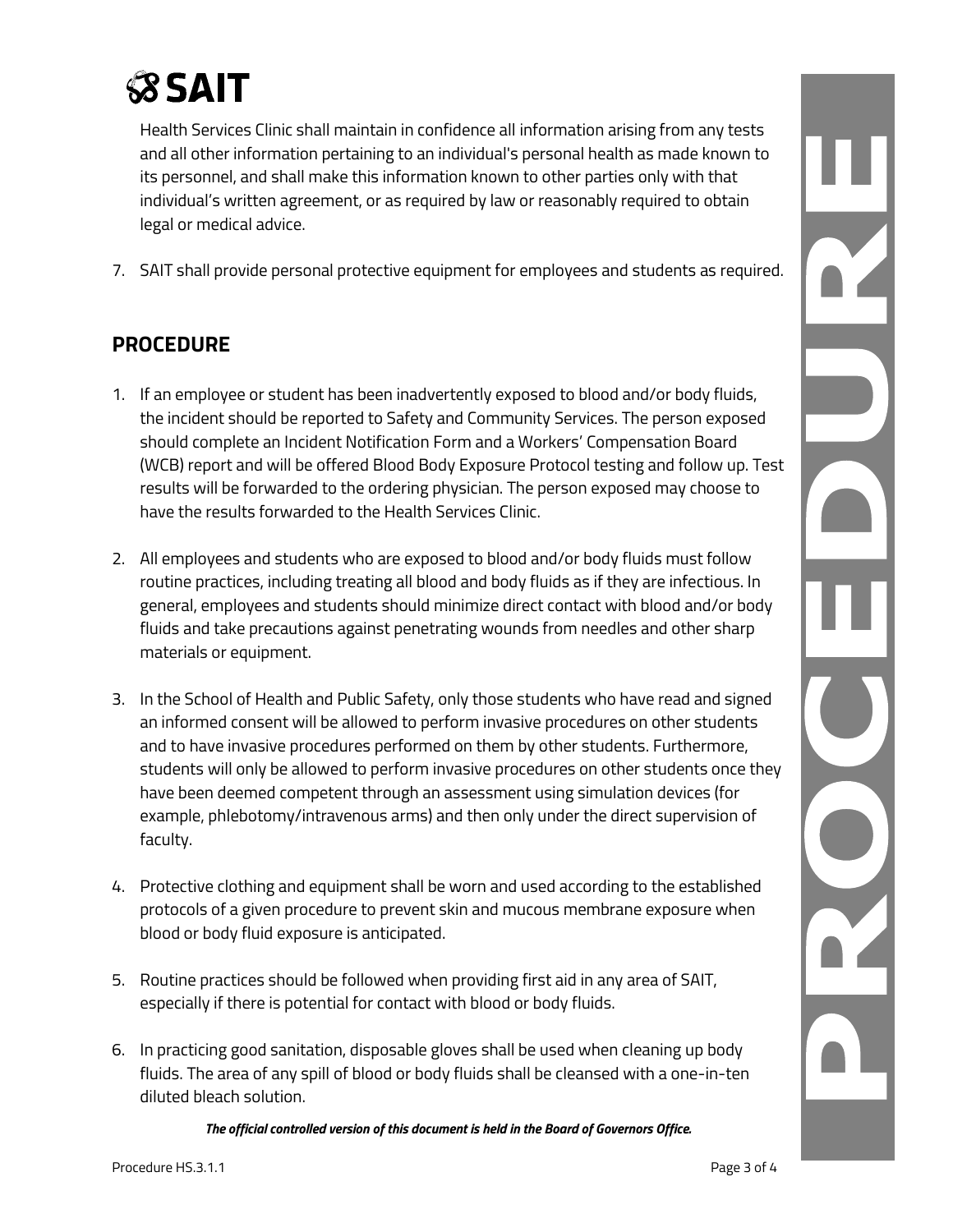Health Services Clinic shall maintain in confidence all information arising from any tests and all other information pertaining to an individual's personal health as made known to its personnel, and shall make this information known to other parties only with that individual's written agreement, or as required by law or reasonably required to obtain legal or medical advice.

7. SAIT shall provide personal protective equipment for employees and students as required.

## PROCEDURE

1. If an employee or student has been inadvertently exposed to blood and/or body fluids, the incident should be reported to Safety and Community Services. The person exposed should complete an Incident Notification Form and a Workers' Compensation Board (WCB) report and will be offered Blood Body Exposure Protocol testing and follow up. Test results will be forwarded to the ordering physician. The person exposed may choose to have the results forwarded to the Health Services Clinic.

2. All employees and students who are exposed to blood and/or body fluids must follow routine practices, including treating all blood and body fluids as if they are infectious. In general, employees and students should minimize direct contact with blood and/or body fluids and take precautions against penetrating wounds from needles and other sharp materials or equipment.

3. In the School of Health and Public Safety, only those students who have read and signed an informed consent will be allowed to perform invasive procedures on other students and to have invasive procedures performed on them by other students. Furthermore, students will only be allowed to perform invasive procedures on other students once they have been deemed competent through an assessment using simulation devices (for example, phlebotomy/intravenous arms) and then only under the direct supervision of faculty.

4. Protective clothing and equipment shall be worn and used according to the established protocols of a given procedure to prevent skin and mucous membrane exposure when blood or body fluid exposure is anticipated.

5. Routine practices should be followed when providing first aid in any area of SAIT, especially if there is potential for contact with blood or body fluids.

6. In practicing good sanitation, disposable gloves shall be used when cleaning up body fluids. The area of any spill of blood or body fluids shall be cleansed with a one-in-ten diluted bleach solution.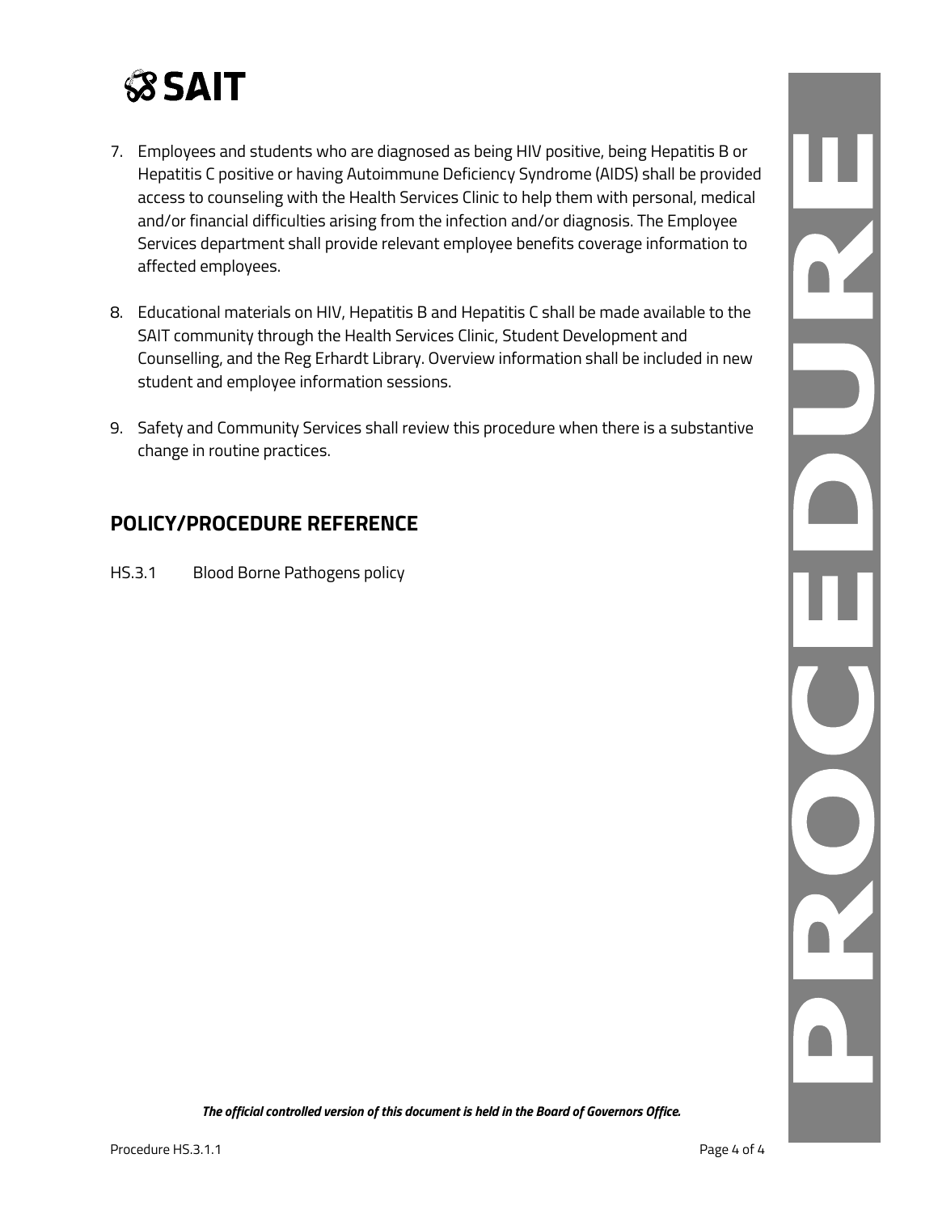7. Employees and students who are diagnosed as being HIV positive, being Hepatitis B or Hepatitis C positive or having Autoimmune Deficiency Syndrome (AIDS) shall be provided access to counseling with the Health Services Clinic to help them with personal, medical and/or financial difficulties arising from the infection and/or diagnosis. The Employee Services department shall provide relevant employee benefits coverage information to affected employees.

8. Educational materials on HIV, Hepatitis B and Hepatitis C shall be made available to the SAIT community through the Health Services Clinic, Student Development and Counselling, and the Reg Erhardt Library. Overview information shall be included in new student and employee information sessions.

9. Safety and Community Services shall review this procedure when there is a substantive change in routine practices.

## POLICY/PROCEDURE REFERENCE

HS.3.1 Blood Borne Pathogens policy

***The official controlled version of this document is held in the Board of Governors Office.***